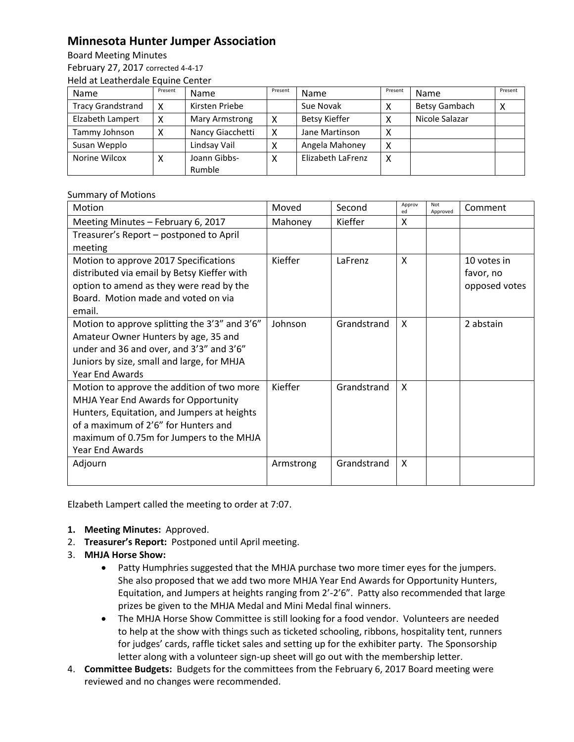# Minnesota Hunter Jumper Association

Board Meeting Minutes

February 27, 2017 corrected 4-4-17

Held at Leatherdale Equine Center

| Name | Present | Name | Present | Name | Present | Name | Present |
|---|---|---|---|---|---|---|---|
| Tracy Grandstrand | X | Kirsten Priebe | | Sue Novak | X | Betsy Gambach | X |
| Elizabeth Lampert | X | Mary Armstrong | X | Betsy Kieffer | X | Nicole Salazar | |
| Tammy Johnson | X | Nancy Giacchetti | X | Jane Martinson | X | | |
| Susan Wepplo | | Lindsay Vail | X | Angela Mahoney | X | | |
| Norine Wilcox | X | Joann Gibbs-Rumble | X | Elizabeth LaFrenz | X | | |

Summary of Motions

| Motion | Moved | Second | Approved | Not Approved | Comment |
|---|---|---|---|---|---|
| Meeting Minutes – February 6, 2017 | Mahoney | Kieffer | X | | |
| Treasurer's Report – postponed to April meeting | | | | | |
| Motion to approve 2017 Specifications distributed via email by Betsy Kieffer with option to amend as they were read by the Board. Motion made and voted on via email. | Kieffer | LaFrenz | X | | 10 votes in favor, no opposed votes |
| Motion to approve splitting the 3'3" and 3'6" Amateur Owner Hunters by age, 35 and under and 36 and over, and 3'3" and 3'6" Juniors by size, small and large, for MHJA Year End Awards | Johnson | Grandstrand | X | | 2 abstain |
| Motion to approve the addition of two more MHJA Year End Awards for Opportunity Hunters, Equitation, and Jumpers at heights of a maximum of 2'6" for Hunters and maximum of 0.75m for Jumpers to the MHJA Year End Awards | Kieffer | Grandstrand | X | | |
| Adjourn | Armstrong | Grandstrand | X | | |

Elzabeth Lampert called the meeting to order at 7:07.

1. **Meeting Minutes:** Approved.
2. **Treasurer's Report:** Postponed until April meeting.
3. **MHJA Horse Show:**
   - Patty Humphries suggested that the MHJA purchase two more timer eyes for the jumpers. She also proposed that we add two more MHJA Year End Awards for Opportunity Hunters, Equitation, and Jumpers at heights ranging from 2'-2'6". Patty also recommended that large prizes be given to the MHJA Medal and Mini Medal final winners.
   - The MHJA Horse Show Committee is still looking for a food vendor. Volunteers are needed to help at the show with things such as ticketed schooling, ribbons, hospitality tent, runners for judges' cards, raffle ticket sales and setting up for the exhibiter party. The Sponsorship letter along with a volunteer sign-up sheet will go out with the membership letter.
4. **Committee Budgets:** Budgets for the committees from the February 6, 2017 Board meeting were reviewed and no changes were recommended.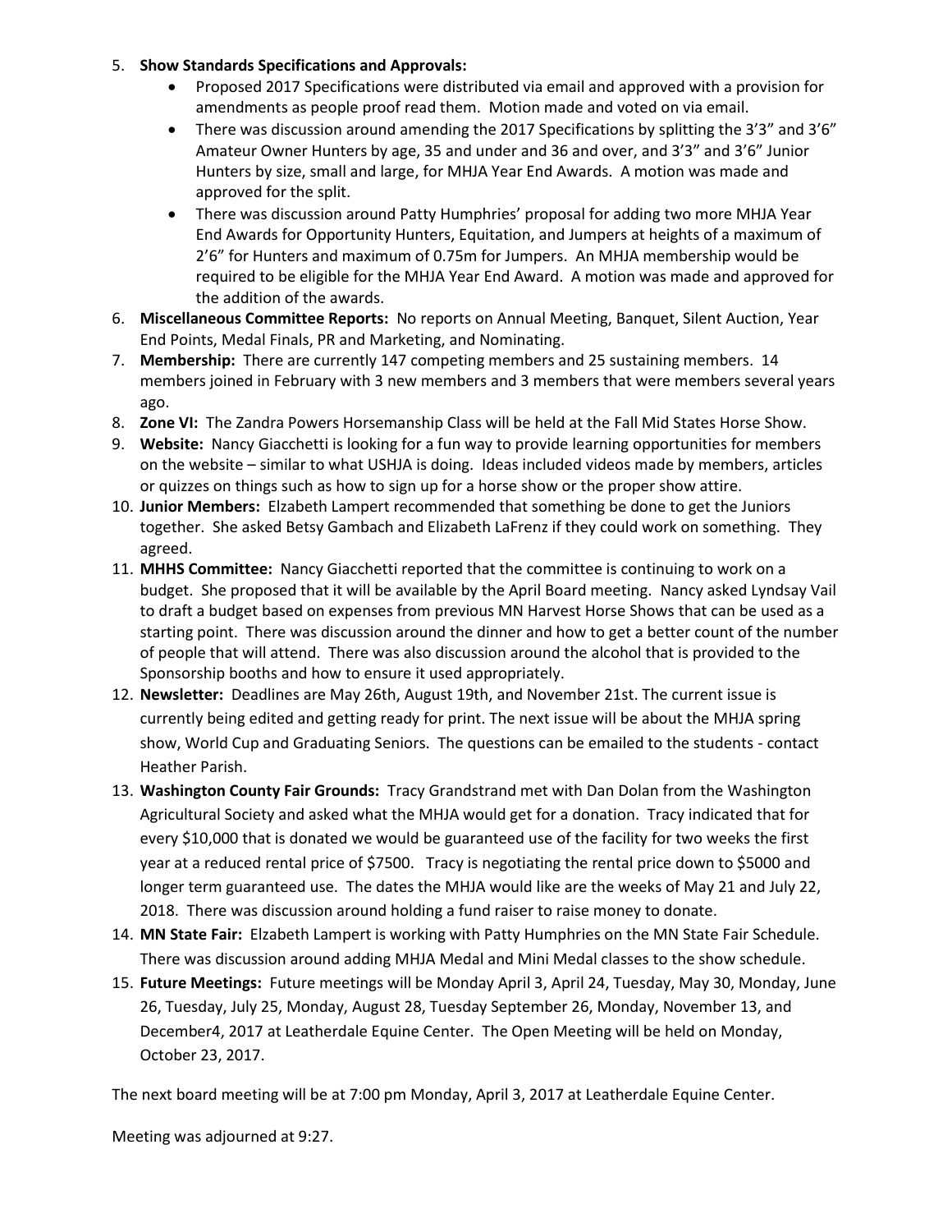5. **Show Standards Specifications and Approvals:**
    - Proposed 2017 Specifications were distributed via email and approved with a provision for amendments as people proof read them. Motion made and voted on via email.
    - There was discussion around amending the 2017 Specifications by splitting the 3'3" and 3'6" Amateur Owner Hunters by age, 35 and under and 36 and over, and 3'3" and 3'6" Junior Hunters by size, small and large, for MHJA Year End Awards. A motion was made and approved for the split.
    - There was discussion around Patty Humphries' proposal for adding two more MHJA Year End Awards for Opportunity Hunters, Equitation, and Jumpers at heights of a maximum of 2'6" for Hunters and maximum of 0.75m for Jumpers. An MHJA membership would be required to be eligible for the MHJA Year End Award. A motion was made and approved for the addition of the awards.
6. **Miscellaneous Committee Reports:** No reports on Annual Meeting, Banquet, Silent Auction, Year End Points, Medal Finals, PR and Marketing, and Nominating.
7. **Membership:** There are currently 147 competing members and 25 sustaining members. 14 members joined in February with 3 new members and 3 members that were members several years ago.
8. **Zone VI:** The Zandra Powers Horsemanship Class will be held at the Fall Mid States Horse Show.
9. **Website:** Nancy Giacchetti is looking for a fun way to provide learning opportunities for members on the website – similar to what USHJA is doing. Ideas included videos made by members, articles or quizzes on things such as how to sign up for a horse show or the proper show attire.
10. **Junior Members:** Elizabeth Lampert recommended that something be done to get the Juniors together. She asked Betsy Gambach and Elizabeth LaFrenz if they could work on something. They agreed.
11. **MHHS Committee:** Nancy Giacchetti reported that the committee is continuing to work on a budget. She proposed that it will be available by the April Board meeting. Nancy asked Lyndsay Vail to draft a budget based on expenses from previous MN Harvest Horse Shows that can be used as a starting point. There was discussion around the dinner and how to get a better count of the number of people that will attend. There was also discussion around the alcohol that is provided to the Sponsorship booths and how to ensure it used appropriately.
12. **Newsletter:** Deadlines are May 26th, August 19th, and November 21st. The current issue is currently being edited and getting ready for print. The next issue will be about the MHJA spring show, World Cup and Graduating Seniors. The questions can be emailed to the students - contact Heather Parish.
13. **Washington County Fair Grounds:** Tracy Grandstrand met with Dan Dolan from the Washington Agricultural Society and asked what the MHJA would get for a donation. Tracy indicated that for every $10,000 that is donated we would be guaranteed use of the facility for two weeks the first year at a reduced rental price of $7500. Tracy is negotiating the rental price down to $5000 and longer term guaranteed use. The dates the MHJA would like are the weeks of May 21 and July 22, 2018. There was discussion around holding a fund raiser to raise money to donate.
14. **MN State Fair:** Elizabeth Lampert is working with Patty Humphries on the MN State Fair Schedule. There was discussion around adding MHJA Medal and Mini Medal classes to the show schedule.
15. **Future Meetings:** Future meetings will be Monday April 3, April 24, Tuesday, May 30, Monday, June 26, Tuesday, July 25, Monday, August 28, Tuesday September 26, Monday, November 13, and December4, 2017 at Leatherdale Equine Center. The Open Meeting will be held on Monday, October 23, 2017.

The next board meeting will be at 7:00 pm Monday, April 3, 2017 at Leatherdale Equine Center.

Meeting was adjourned at 9:27.